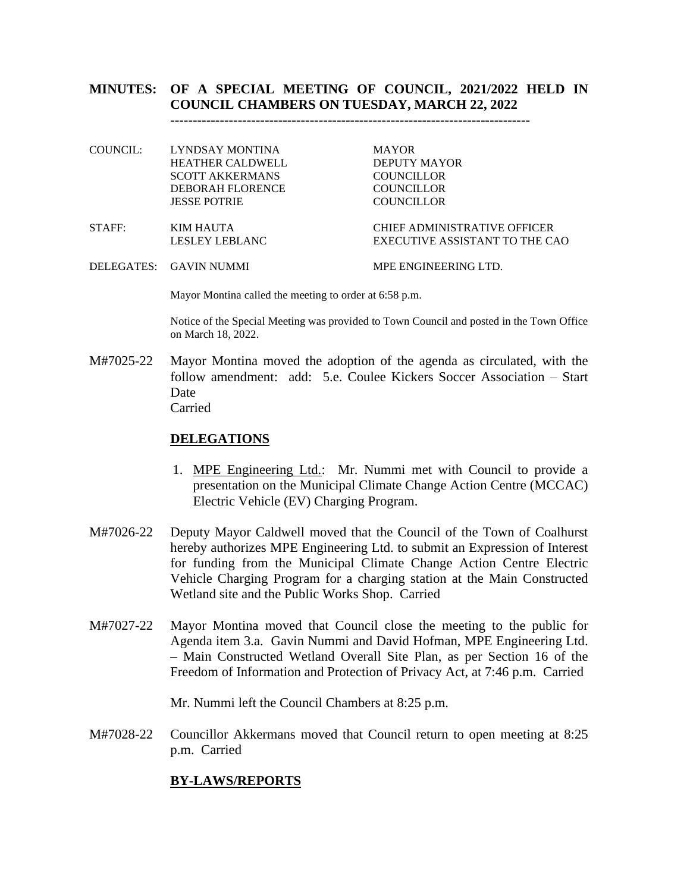# MINUTES: OF A SPECIAL MEETING OF COUNCIL, 2021/2022 HELD IN COUNCIL CHAMBERS ON TUESDAY, MARCH 22, 2022

---

| | | |
|---|---|---|
| COUNCIL: | LYNDSAY MONTINA | MAYOR |
| | HEATHER CALDWELL | DEPUTY MAYOR |
| | SCOTT AKKERMANS | COUNCILLOR |
| | DEBORAH FLORENCE | COUNCILLOR |
| | JESSE POTRIE | COUNCILLOR |
| STAFF: | KIM HAUTA | CHIEF ADMINISTRATIVE OFFICER |
| | LESLEY LEBLANC | EXECUTIVE ASSISTANT TO THE CAO |
| DELEGATES: | GAVIN NUMMI | MPE ENGINEERING LTD. |

Mayor Montina called the meeting to order at 6:58 p.m.

Notice of the Special Meeting was provided to Town Council and posted in the Town Office on March 18, 2022.

M#7025-22 Mayor Montina moved the adoption of the agenda as circulated, with the follow amendment: add: 5.e. Coulee Kickers Soccer Association – Start Date
Carried

## DELEGATIONS

1. MPE Engineering Ltd.: Mr. Nummi met with Council to provide a presentation on the Municipal Climate Change Action Centre (MCCAC) Electric Vehicle (EV) Charging Program.

M#7026-22 Deputy Mayor Caldwell moved that the Council of the Town of Coalhurst hereby authorizes MPE Engineering Ltd. to submit an Expression of Interest for funding from the Municipal Climate Change Action Centre Electric Vehicle Charging Program for a charging station at the Main Constructed Wetland site and the Public Works Shop. Carried

M#7027-22 Mayor Montina moved that Council close the meeting to the public for Agenda item 3.a. Gavin Nummi and David Hofman, MPE Engineering Ltd. – Main Constructed Wetland Overall Site Plan, as per Section 16 of the Freedom of Information and Protection of Privacy Act, at 7:46 p.m. Carried

Mr. Nummi left the Council Chambers at 8:25 p.m.

M#7028-22 Councillor Akkermans moved that Council return to open meeting at 8:25 p.m. Carried

## BY-LAWS/REPORTS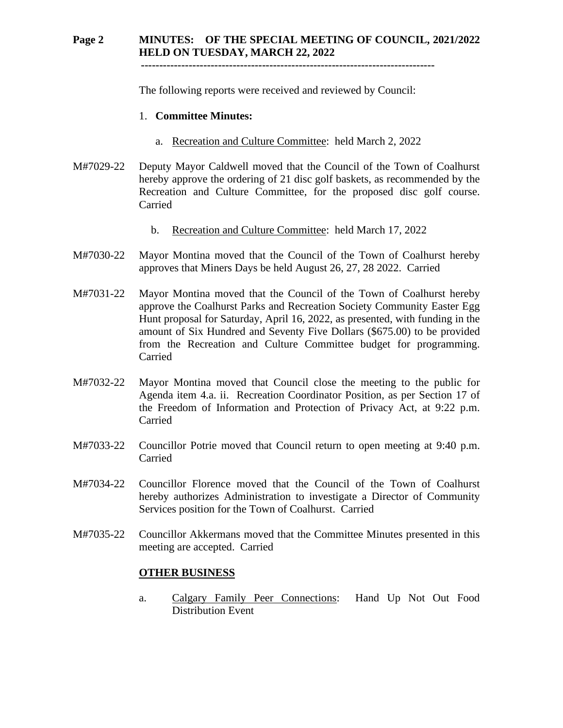The following reports were received and reviewed by Council:

1. **Committee Minutes:**

    a. Recreation and Culture Committee: held March 2, 2022

M#7029-22 Deputy Mayor Caldwell moved that the Council of the Town of Coalhurst hereby approve the ordering of 21 disc golf baskets, as recommended by the Recreation and Culture Committee, for the proposed disc golf course. Carried

    b. Recreation and Culture Committee: held March 17, 2022

M#7030-22 Mayor Montina moved that the Council of the Town of Coalhurst hereby approves that Miners Days be held August 26, 27, 28 2022. Carried

M#7031-22 Mayor Montina moved that the Council of the Town of Coalhurst hereby approve the Coalhurst Parks and Recreation Society Community Easter Egg Hunt proposal for Saturday, April 16, 2022, as presented, with funding in the amount of Six Hundred and Seventy Five Dollars ($675.00) to be provided from the Recreation and Culture Committee budget for programming. Carried

M#7032-22 Mayor Montina moved that Council close the meeting to the public for Agenda item 4.a. ii. Recreation Coordinator Position, as per Section 17 of the Freedom of Information and Protection of Privacy Act, at 9:22 p.m. Carried

M#7033-22 Councillor Potrie moved that Council return to open meeting at 9:40 p.m. Carried

M#7034-22 Councillor Florence moved that the Council of the Town of Coalhurst hereby authorizes Administration to investigate a Director of Community Services position for the Town of Coalhurst. Carried

M#7035-22 Councillor Akkermans moved that the Committee Minutes presented in this meeting are accepted. Carried

**OTHER BUSINESS**

a. Calgary Family Peer Connections: Hand Up Not Out Food Distribution Event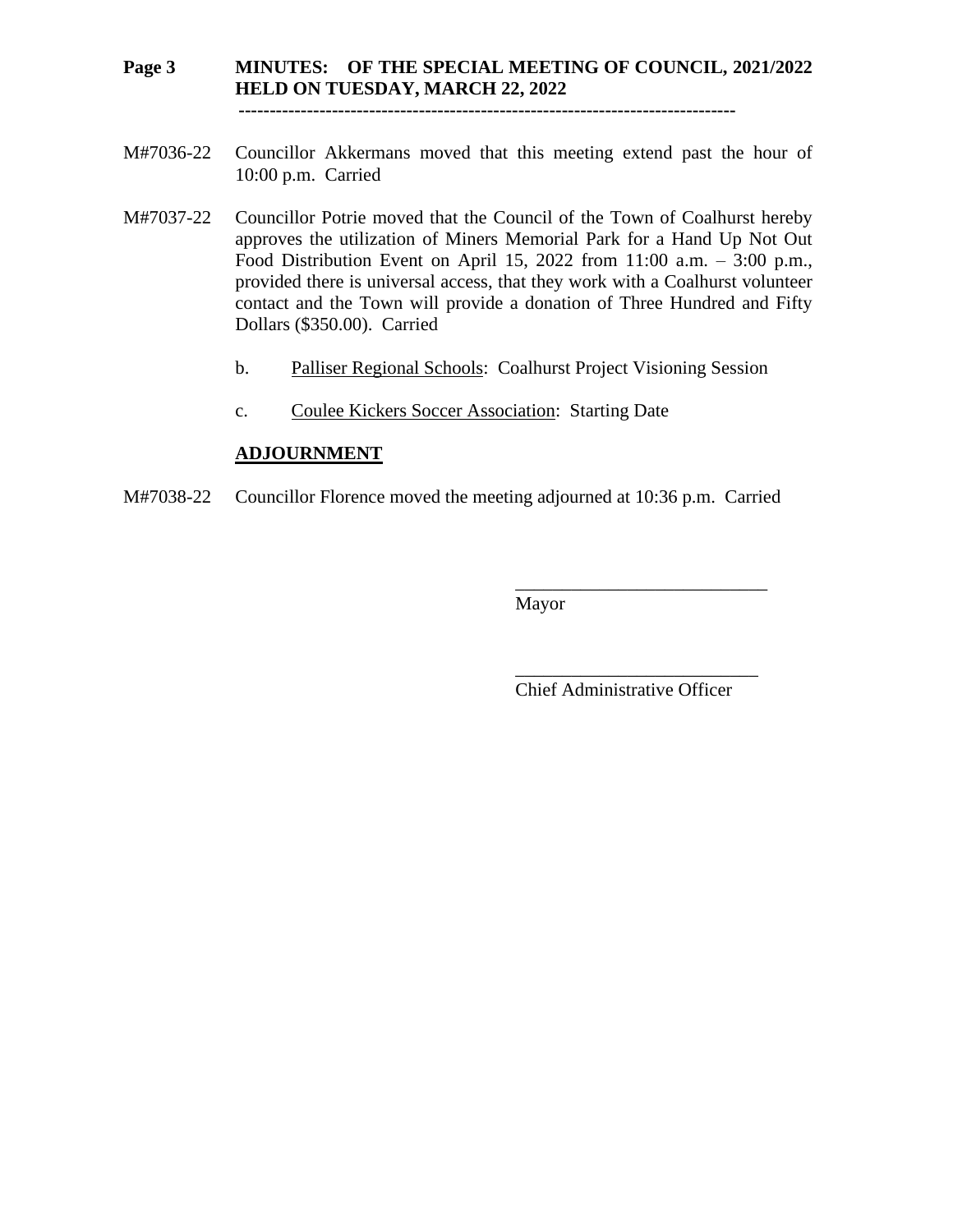M#7036-22 Councillor Akkermans moved that this meeting extend past the hour of 10:00 p.m. Carried

M#7037-22 Councillor Potrie moved that the Council of the Town of Coalhurst hereby approves the utilization of Miners Memorial Park for a Hand Up Not Out Food Distribution Event on April 15, 2022 from 11:00 a.m. – 3:00 p.m., provided there is universal access, that they work with a Coalhurst volunteer contact and the Town will provide a donation of Three Hundred and Fifty Dollars ($350.00). Carried

b. Palliser Regional Schools: Coalhurst Project Visioning Session

c. Coulee Kickers Soccer Association: Starting Date

## ADJOURNMENT

M#7038-22 Councillor Florence moved the meeting adjourned at 10:36 p.m. Carried

___________________________
Mayor

___________________________
Chief Administrative Officer